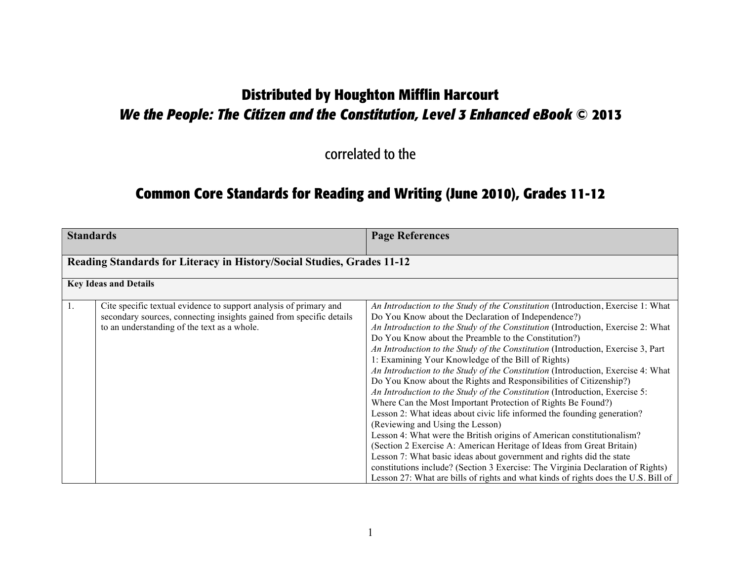# Distributed by Houghton Mifflin Harcourt

## *We the People: The Citizen and the Constitution, Level 3 Enhanced eBook* © 2013

correlated to the

## Common Core Standards for Reading and Writing (June 2010), Grades 11-12

| Standards | | Page References |
|---|---|---|
| **Reading Standards for Literacy in History/Social Studies, Grades 11-12** | | |
| **Key Ideas and Details** | | |
| 1. | Cite specific textual evidence to support analysis of primary and secondary sources, connecting insights gained from specific details to an understanding of the text as a whole. | *An Introduction to the Study of the Constitution* (Introduction, Exercise 1: What Do You Know about the Declaration of Independence?)<br>*An Introduction to the Study of the Constitution* (Introduction, Exercise 2: What Do You Know about the Preamble to the Constitution?)<br>*An Introduction to the Study of the Constitution* (Introduction, Exercise 3, Part 1: Examining Your Knowledge of the Bill of Rights)<br>*An Introduction to the Study of the Constitution* (Introduction, Exercise 4: What Do You Know about the Rights and Responsibilities of Citizenship?)<br>*An Introduction to the Study of the Constitution* (Introduction, Exercise 5: Where Can the Most Important Protection of Rights Be Found?)<br>Lesson 2: What ideas about civic life informed the founding generation? (Reviewing and Using the Lesson)<br>Lesson 4: What were the British origins of American constitutionalism? (Section 2 Exercise A: American Heritage of Ideas from Great Britain)<br>Lesson 7: What basic ideas about government and rights did the state constitutions include? (Section 3 Exercise: The Virginia Declaration of Rights)<br>Lesson 27: What are bills of rights and what kinds of rights does the U.S. Bill of |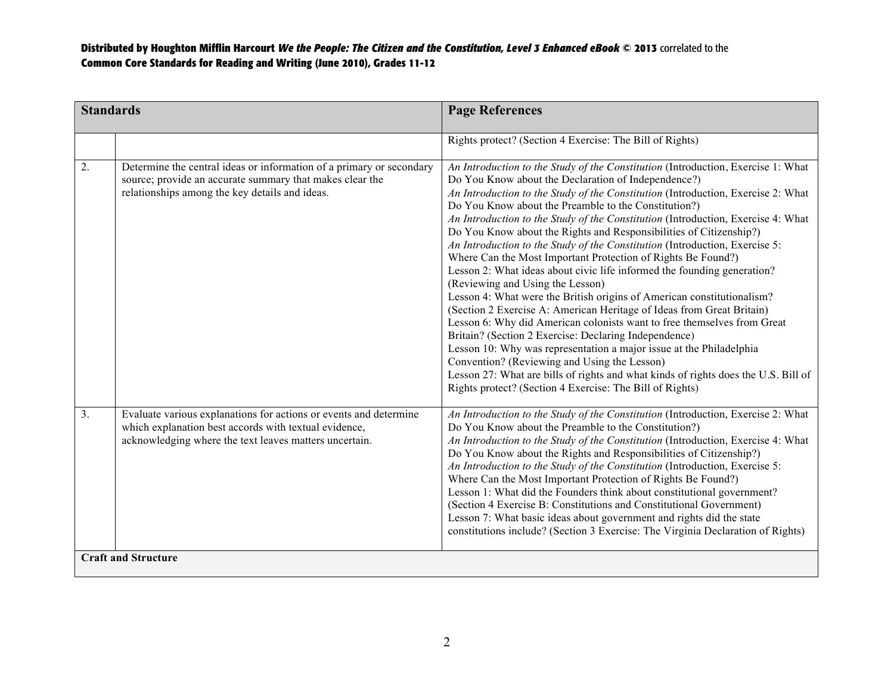**Distributed by Houghton Mifflin Harcourt *We the People: The Citizen and the Constitution, Level 3 Enhanced eBook* © 2013 correlated to the Common Core Standards for Reading and Writing (June 2010), Grades 11-12**

| Standards | | Page References |
|---|---|---|
| | | Rights protect? (Section 4 Exercise: The Bill of Rights) |
| 2. | Determine the central ideas or information of a primary or secondary source; provide an accurate summary that makes clear the relationships among the key details and ideas. | *An Introduction to the Study of the Constitution* (Introduction, Exercise 1: What Do You Know about the Declaration of Independence?)<br>*An Introduction to the Study of the Constitution* (Introduction, Exercise 2: What Do You Know about the Preamble to the Constitution?)<br>*An Introduction to the Study of the Constitution* (Introduction, Exercise 4: What Do You Know about the Rights and Responsibilities of Citizenship?)<br>*An Introduction to the Study of the Constitution* (Introduction, Exercise 5: Where Can the Most Important Protection of Rights Be Found?)<br>Lesson 2: What ideas about civic life informed the founding generation? (Reviewing and Using the Lesson)<br>Lesson 4: What were the British origins of American constitutionalism? (Section 2 Exercise A: American Heritage of Ideas from Great Britain)<br>Lesson 6: Why did American colonists want to free themselves from Great Britain? (Section 2 Exercise: Declaring Independence)<br>Lesson 10: Why was representation a major issue at the Philadelphia Convention? (Reviewing and Using the Lesson)<br>Lesson 27: What are bills of rights and what kinds of rights does the U.S. Bill of Rights protect? (Section 4 Exercise: The Bill of Rights) |
| 3. | Evaluate various explanations for actions or events and determine which explanation best accords with textual evidence, acknowledging where the text leaves matters uncertain. | *An Introduction to the Study of the Constitution* (Introduction, Exercise 2: What Do You Know about the Preamble to the Constitution?)<br>*An Introduction to the Study of the Constitution* (Introduction, Exercise 4: What Do You Know about the Rights and Responsibilities of Citizenship?)<br>*An Introduction to the Study of the Constitution* (Introduction, Exercise 5: Where Can the Most Important Protection of Rights Be Found?)<br>Lesson 1: What did the Founders think about constitutional government? (Section 4 Exercise B: Constitutions and Constitutional Government)<br>Lesson 7: What basic ideas about government and rights did the state constitutions include? (Section 3 Exercise: The Virginia Declaration of Rights) |
| **Craft and Structure** | | |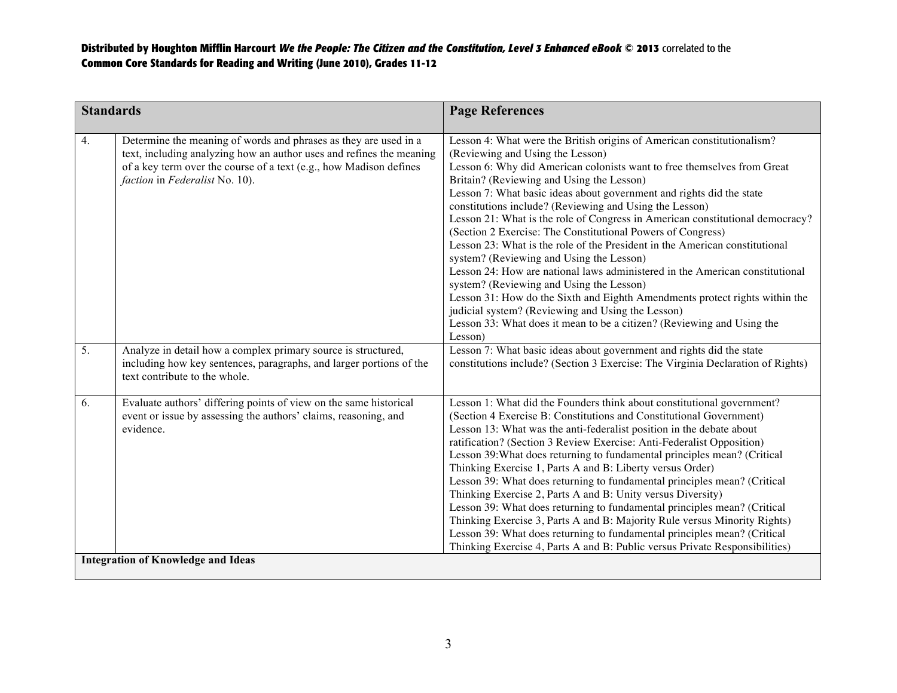**Distributed by Houghton Mifflin Harcourt *We the People: The Citizen and the Constitution, Level 3 Enhanced eBook* © 2013 correlated to the Common Core Standards for Reading and Writing (June 2010), Grades 11-12**

| Standards | | Page References |
|---|---|---|
| 4. | Determine the meaning of words and phrases as they are used in a text, including analyzing how an author uses and refines the meaning of a key term over the course of a text (e.g., how Madison defines *faction* in *Federalist* No. 10). | Lesson 4: What were the British origins of American constitutionalism? (Reviewing and Using the Lesson)<br>Lesson 6: Why did American colonists want to free themselves from Great Britain? (Reviewing and Using the Lesson)<br>Lesson 7: What basic ideas about government and rights did the state constitutions include? (Reviewing and Using the Lesson)<br>Lesson 21: What is the role of Congress in American constitutional democracy? (Section 2 Exercise: The Constitutional Powers of Congress)<br>Lesson 23: What is the role of the President in the American constitutional system? (Reviewing and Using the Lesson)<br>Lesson 24: How are national laws administered in the American constitutional system? (Reviewing and Using the Lesson)<br>Lesson 31: How do the Sixth and Eighth Amendments protect rights within the judicial system? (Reviewing and Using the Lesson)<br>Lesson 33: What does it mean to be a citizen? (Reviewing and Using the Lesson) |
| 5. | Analyze in detail how a complex primary source is structured, including how key sentences, paragraphs, and larger portions of the text contribute to the whole. | Lesson 7: What basic ideas about government and rights did the state constitutions include? (Section 3 Exercise: The Virginia Declaration of Rights) |
| 6. | Evaluate authors' differing points of view on the same historical event or issue by assessing the authors' claims, reasoning, and evidence. | Lesson 1: What did the Founders think about constitutional government? (Section 4 Exercise B: Constitutions and Constitutional Government)<br>Lesson 13: What was the anti-federalist position in the debate about ratification? (Section 3 Review Exercise: Anti-Federalist Opposition)<br>Lesson 39:What does returning to fundamental principles mean? (Critical Thinking Exercise 1, Parts A and B: Liberty versus Order)<br>Lesson 39: What does returning to fundamental principles mean? (Critical Thinking Exercise 2, Parts A and B: Unity versus Diversity)<br>Lesson 39: What does returning to fundamental principles mean? (Critical Thinking Exercise 3, Parts A and B: Majority Rule versus Minority Rights)<br>Lesson 39: What does returning to fundamental principles mean? (Critical Thinking Exercise 4, Parts A and B: Public versus Private Responsibilities) |
| **Integration of Knowledge and Ideas** | | |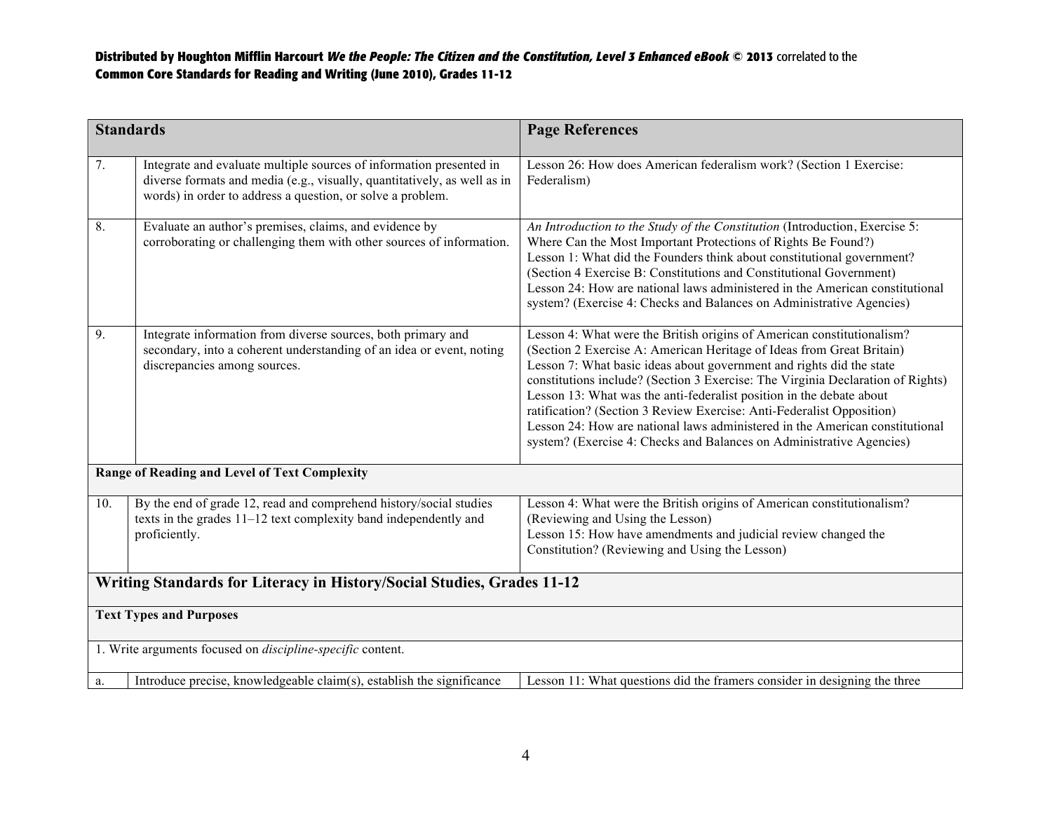| Standards | | Page References |
|---|---|---|
| 7. | Integrate and evaluate multiple sources of information presented in diverse formats and media (e.g., visually, quantitatively, as well as in words) in order to address a question, or solve a problem. | Lesson 26: How does American federalism work? (Section 1 Exercise: Federalism) |
| 8. | Evaluate an author's premises, claims, and evidence by corroborating or challenging them with other sources of information. | *An Introduction to the Study of the Constitution* (Introduction, Exercise 5: Where Can the Most Important Protections of Rights Be Found?)<br>Lesson 1: What did the Founders think about constitutional government? (Section 4 Exercise B: Constitutions and Constitutional Government)<br>Lesson 24: How are national laws administered in the American constitutional system? (Exercise 4: Checks and Balances on Administrative Agencies) |
| 9. | Integrate information from diverse sources, both primary and secondary, into a coherent understanding of an idea or event, noting discrepancies among sources. | Lesson 4: What were the British origins of American constitutionalism? (Section 2 Exercise A: American Heritage of Ideas from Great Britain)<br>Lesson 7: What basic ideas about government and rights did the state constitutions include? (Section 3 Exercise: The Virginia Declaration of Rights)<br>Lesson 13: What was the anti-federalist position in the debate about ratification? (Section 3 Review Exercise: Anti-Federalist Opposition)<br>Lesson 24: How are national laws administered in the American constitutional system? (Exercise 4: Checks and Balances on Administrative Agencies) |
| **Range of Reading and Level of Text Complexity** | | |
| 10. | By the end of grade 12, read and comprehend history/social studies texts in the grades 11–12 text complexity band independently and proficiently. | Lesson 4: What were the British origins of American constitutionalism? (Reviewing and Using the Lesson)<br>Lesson 15: How have amendments and judicial review changed the Constitution? (Reviewing and Using the Lesson) |
| **Writing Standards for Literacy in History/Social Studies, Grades 11-12** | | |
| **Text Types and Purposes** | | |
| 1. Write arguments focused on *discipline-specific* content. | | |
| a. | Introduce precise, knowledgeable claim(s), establish the significance | Lesson 11: What questions did the framers consider in designing the three |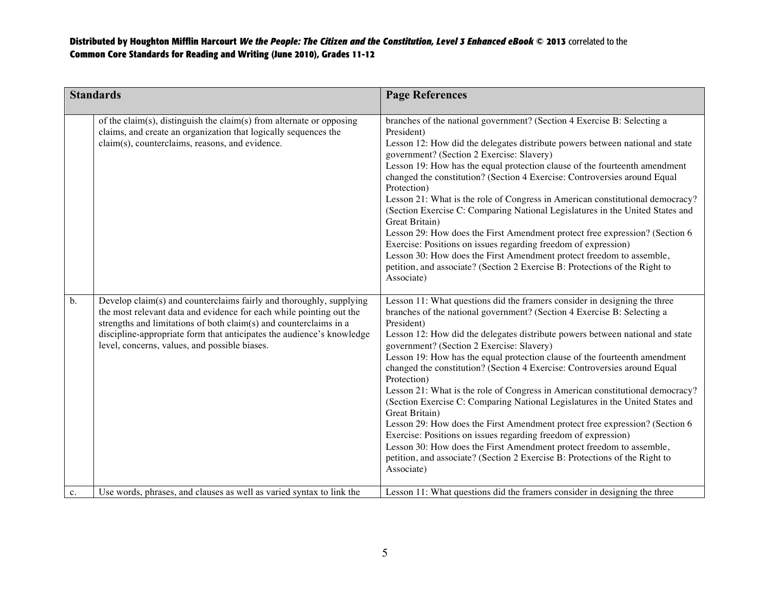| Standards | | Page References |
|---|---|---|
| | of the claim(s), distinguish the claim(s) from alternate or opposing claims, and create an organization that logically sequences the claim(s), counterclaims, reasons, and evidence. | branches of the national government? (Section 4 Exercise B: Selecting a President)<br>Lesson 12: How did the delegates distribute powers between national and state government? (Section 2 Exercise: Slavery)<br>Lesson 19: How has the equal protection clause of the fourteenth amendment changed the constitution? (Section 4 Exercise: Controversies around Equal Protection)<br>Lesson 21: What is the role of Congress in American constitutional democracy? (Section Exercise C: Comparing National Legislatures in the United States and Great Britain)<br>Lesson 29: How does the First Amendment protect free expression? (Section 6 Exercise: Positions on issues regarding freedom of expression)<br>Lesson 30: How does the First Amendment protect freedom to assemble, petition, and associate? (Section 2 Exercise B: Protections of the Right to Associate) |
| b. | Develop claim(s) and counterclaims fairly and thoroughly, supplying the most relevant data and evidence for each while pointing out the strengths and limitations of both claim(s) and counterclaims in a discipline-appropriate form that anticipates the audience's knowledge level, concerns, values, and possible biases. | Lesson 11: What questions did the framers consider in designing the three branches of the national government? (Section 4 Exercise B: Selecting a President)<br>Lesson 12: How did the delegates distribute powers between national and state government? (Section 2 Exercise: Slavery)<br>Lesson 19: How has the equal protection clause of the fourteenth amendment changed the constitution? (Section 4 Exercise: Controversies around Equal Protection)<br>Lesson 21: What is the role of Congress in American constitutional democracy? (Section Exercise C: Comparing National Legislatures in the United States and Great Britain)<br>Lesson 29: How does the First Amendment protect free expression? (Section 6 Exercise: Positions on issues regarding freedom of expression)<br>Lesson 30: How does the First Amendment protect freedom to assemble, petition, and associate? (Section 2 Exercise B: Protections of the Right to Associate) |
| c. | Use words, phrases, and clauses as well as varied syntax to link the | Lesson 11: What questions did the framers consider in designing the three |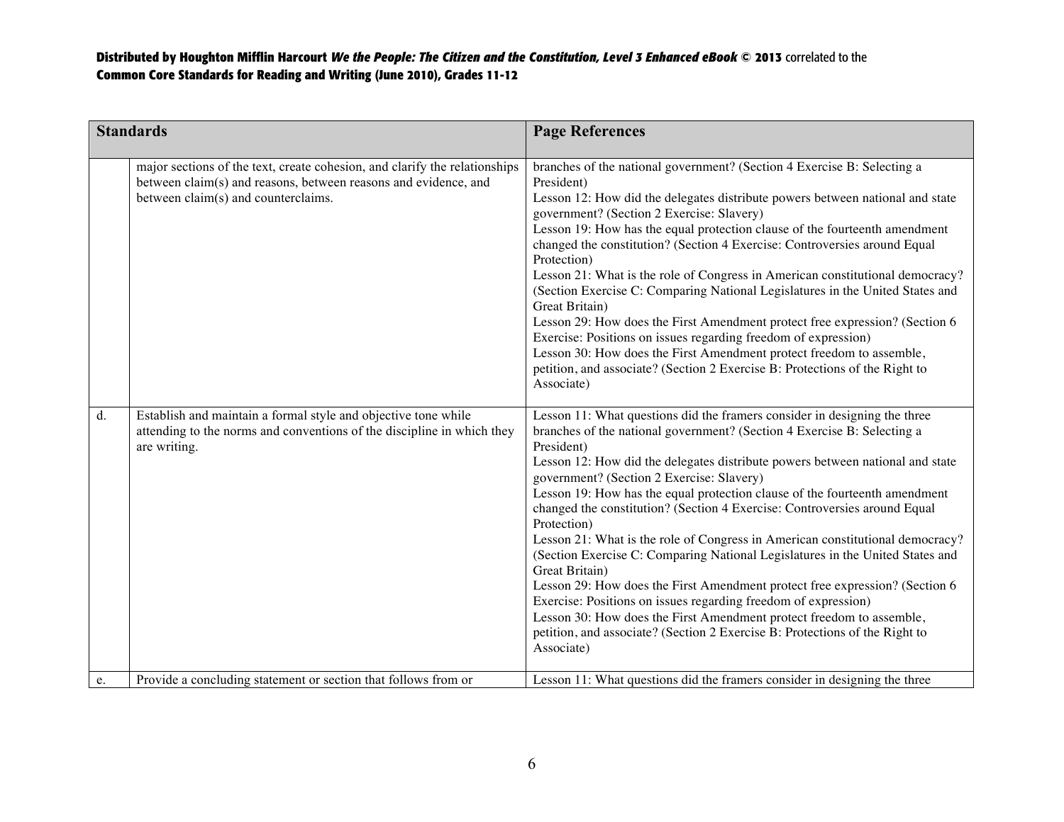| Standards | | Page References |
|---|---|---|
| | major sections of the text, create cohesion, and clarify the relationships between claim(s) and reasons, between reasons and evidence, and between claim(s) and counterclaims. | branches of the national government? (Section 4 Exercise B: Selecting a President)<br>Lesson 12: How did the delegates distribute powers between national and state government? (Section 2 Exercise: Slavery)<br>Lesson 19: How has the equal protection clause of the fourteenth amendment changed the constitution? (Section 4 Exercise: Controversies around Equal Protection)<br>Lesson 21: What is the role of Congress in American constitutional democracy? (Section Exercise C: Comparing National Legislatures in the United States and Great Britain)<br>Lesson 29: How does the First Amendment protect free expression? (Section 6 Exercise: Positions on issues regarding freedom of expression)<br>Lesson 30: How does the First Amendment protect freedom to assemble, petition, and associate? (Section 2 Exercise B: Protections of the Right to Associate) |
| d. | Establish and maintain a formal style and objective tone while attending to the norms and conventions of the discipline in which they are writing. | Lesson 11: What questions did the framers consider in designing the three branches of the national government? (Section 4 Exercise B: Selecting a President)<br>Lesson 12: How did the delegates distribute powers between national and state government? (Section 2 Exercise: Slavery)<br>Lesson 19: How has the equal protection clause of the fourteenth amendment changed the constitution? (Section 4 Exercise: Controversies around Equal Protection)<br>Lesson 21: What is the role of Congress in American constitutional democracy? (Section Exercise C: Comparing National Legislatures in the United States and Great Britain)<br>Lesson 29: How does the First Amendment protect free expression? (Section 6 Exercise: Positions on issues regarding freedom of expression)<br>Lesson 30: How does the First Amendment protect freedom to assemble, petition, and associate? (Section 2 Exercise B: Protections of the Right to Associate) |
| e. | Provide a concluding statement or section that follows from or | Lesson 11: What questions did the framers consider in designing the three |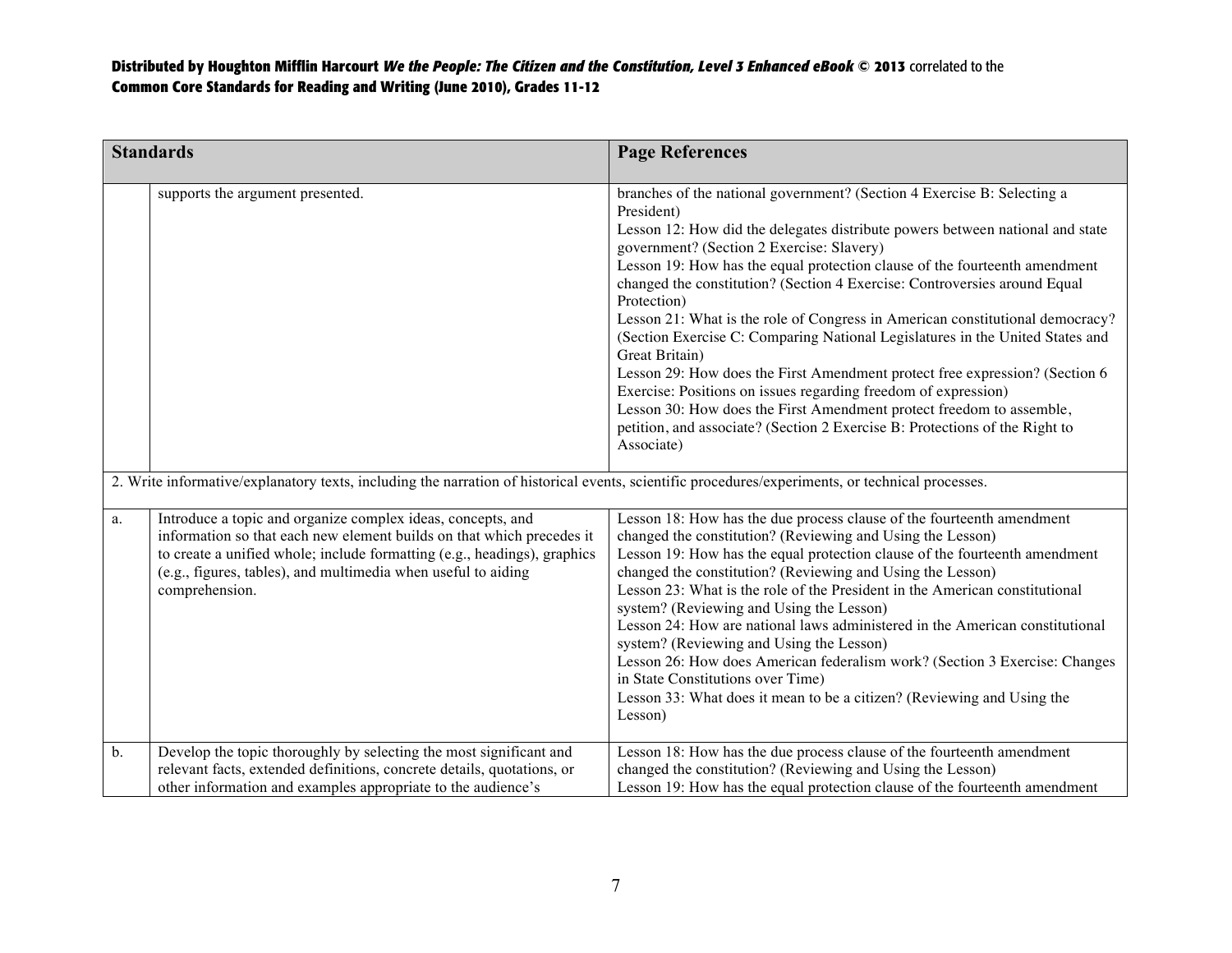| Standards | | Page References |
|---|---|---|
| | supports the argument presented. | branches of the national government? (Section 4 Exercise B: Selecting a President)<br>Lesson 12: How did the delegates distribute powers between national and state government? (Section 2 Exercise: Slavery)<br>Lesson 19: How has the equal protection clause of the fourteenth amendment changed the constitution? (Section 4 Exercise: Controversies around Equal Protection)<br>Lesson 21: What is the role of Congress in American constitutional democracy? (Section Exercise C: Comparing National Legislatures in the United States and Great Britain)<br>Lesson 29: How does the First Amendment protect free expression? (Section 6 Exercise: Positions on issues regarding freedom of expression)<br>Lesson 30: How does the First Amendment protect freedom to assemble, petition, and associate? (Section 2 Exercise B: Protections of the Right to Associate) |
| 2. Write informative/explanatory texts, including the narration of historical events, scientific procedures/experiments, or technical processes. | | |
| a. | Introduce a topic and organize complex ideas, concepts, and information so that each new element builds on that which precedes it to create a unified whole; include formatting (e.g., headings), graphics (e.g., figures, tables), and multimedia when useful to aiding comprehension. | Lesson 18: How has the due process clause of the fourteenth amendment changed the constitution? (Reviewing and Using the Lesson)<br>Lesson 19: How has the equal protection clause of the fourteenth amendment changed the constitution? (Reviewing and Using the Lesson)<br>Lesson 23: What is the role of the President in the American constitutional system? (Reviewing and Using the Lesson)<br>Lesson 24: How are national laws administered in the American constitutional system? (Reviewing and Using the Lesson)<br>Lesson 26: How does American federalism work? (Section 3 Exercise: Changes in State Constitutions over Time)<br>Lesson 33: What does it mean to be a citizen? (Reviewing and Using the Lesson) |
| b. | Develop the topic thoroughly by selecting the most significant and relevant facts, extended definitions, concrete details, quotations, or other information and examples appropriate to the audience's | Lesson 18: How has the due process clause of the fourteenth amendment changed the constitution? (Reviewing and Using the Lesson)<br>Lesson 19: How has the equal protection clause of the fourteenth amendment |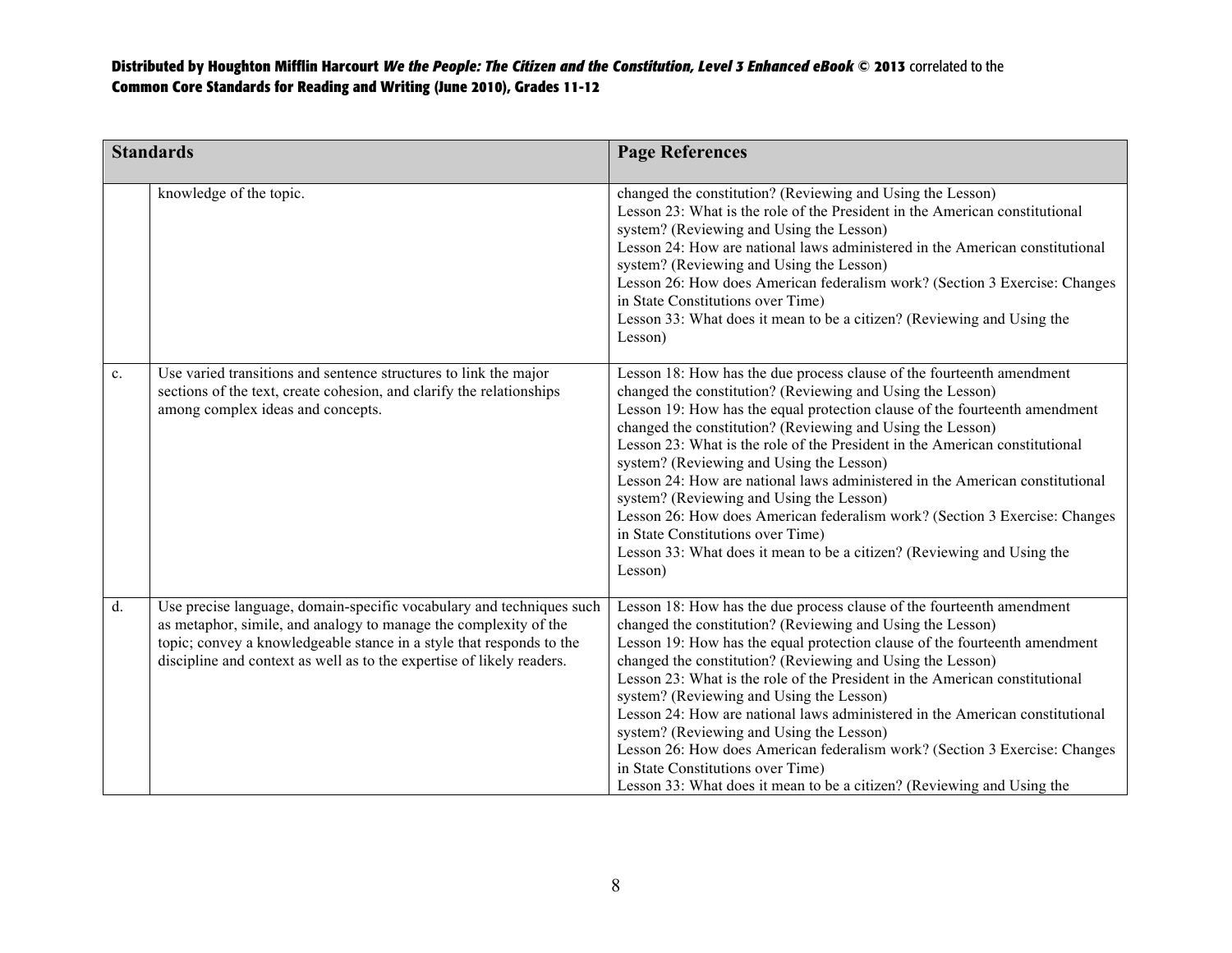| Standards | | Page References |
|---|---|---|
| | knowledge of the topic. | changed the constitution? (Reviewing and Using the Lesson)<br>Lesson 23: What is the role of the President in the American constitutional system? (Reviewing and Using the Lesson)<br>Lesson 24: How are national laws administered in the American constitutional system? (Reviewing and Using the Lesson)<br>Lesson 26: How does American federalism work? (Section 3 Exercise: Changes in State Constitutions over Time)<br>Lesson 33: What does it mean to be a citizen? (Reviewing and Using the Lesson) |
| c. | Use varied transitions and sentence structures to link the major sections of the text, create cohesion, and clarify the relationships among complex ideas and concepts. | Lesson 18: How has the due process clause of the fourteenth amendment changed the constitution? (Reviewing and Using the Lesson)<br>Lesson 19: How has the equal protection clause of the fourteenth amendment changed the constitution? (Reviewing and Using the Lesson)<br>Lesson 23: What is the role of the President in the American constitutional system? (Reviewing and Using the Lesson)<br>Lesson 24: How are national laws administered in the American constitutional system? (Reviewing and Using the Lesson)<br>Lesson 26: How does American federalism work? (Section 3 Exercise: Changes in State Constitutions over Time)<br>Lesson 33: What does it mean to be a citizen? (Reviewing and Using the Lesson) |
| d. | Use precise language, domain-specific vocabulary and techniques such as metaphor, simile, and analogy to manage the complexity of the topic; convey a knowledgeable stance in a style that responds to the discipline and context as well as to the expertise of likely readers. | Lesson 18: How has the due process clause of the fourteenth amendment changed the constitution? (Reviewing and Using the Lesson)<br>Lesson 19: How has the equal protection clause of the fourteenth amendment changed the constitution? (Reviewing and Using the Lesson)<br>Lesson 23: What is the role of the President in the American constitutional system? (Reviewing and Using the Lesson)<br>Lesson 24: How are national laws administered in the American constitutional system? (Reviewing and Using the Lesson)<br>Lesson 26: How does American federalism work? (Section 3 Exercise: Changes in State Constitutions over Time)<br>Lesson 33: What does it mean to be a citizen? (Reviewing and Using the |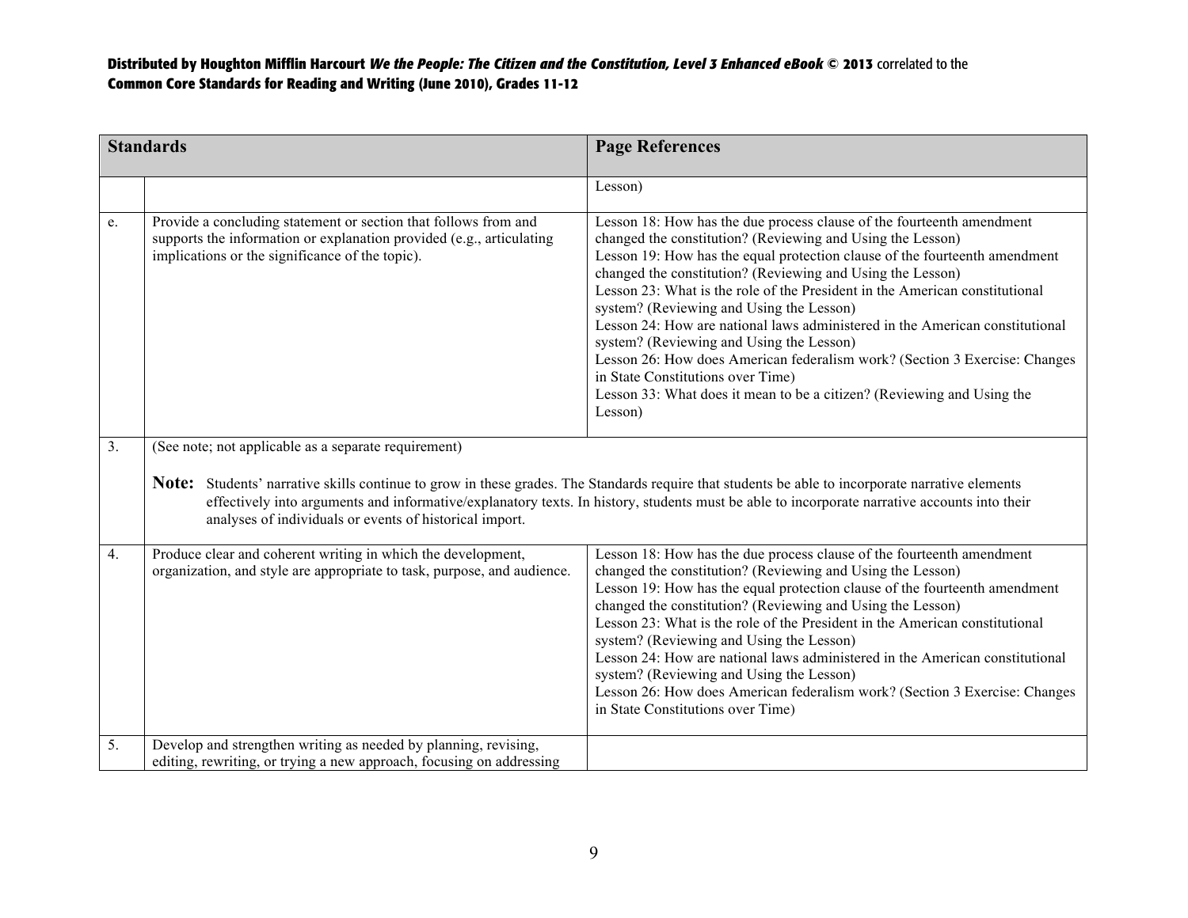| Standards | | Page References |
|---|---|---|
| | | Lesson) |
| e. | Provide a concluding statement or section that follows from and supports the information or explanation provided (e.g., articulating implications or the significance of the topic). | Lesson 18: How has the due process clause of the fourteenth amendment changed the constitution? (Reviewing and Using the Lesson)<br>Lesson 19: How has the equal protection clause of the fourteenth amendment changed the constitution? (Reviewing and Using the Lesson)<br>Lesson 23: What is the role of the President in the American constitutional system? (Reviewing and Using the Lesson)<br>Lesson 24: How are national laws administered in the American constitutional system? (Reviewing and Using the Lesson)<br>Lesson 26: How does American federalism work? (Section 3 Exercise: Changes in State Constitutions over Time)<br>Lesson 33: What does it mean to be a citizen? (Reviewing and Using the Lesson) |
| 3. | (See note; not applicable as a separate requirement)<br><br>**Note:** Students' narrative skills continue to grow in these grades. The Standards require that students be able to incorporate narrative elements effectively into arguments and informative/explanatory texts. In history, students must be able to incorporate narrative accounts into their analyses of individuals or events of historical import. | |
| 4. | Produce clear and coherent writing in which the development, organization, and style are appropriate to task, purpose, and audience. | Lesson 18: How has the due process clause of the fourteenth amendment changed the constitution? (Reviewing and Using the Lesson)<br>Lesson 19: How has the equal protection clause of the fourteenth amendment changed the constitution? (Reviewing and Using the Lesson)<br>Lesson 23: What is the role of the President in the American constitutional system? (Reviewing and Using the Lesson)<br>Lesson 24: How are national laws administered in the American constitutional system? (Reviewing and Using the Lesson)<br>Lesson 26: How does American federalism work? (Section 3 Exercise: Changes in State Constitutions over Time) |
| 5. | Develop and strengthen writing as needed by planning, revising, editing, rewriting, or trying a new approach, focusing on addressing | |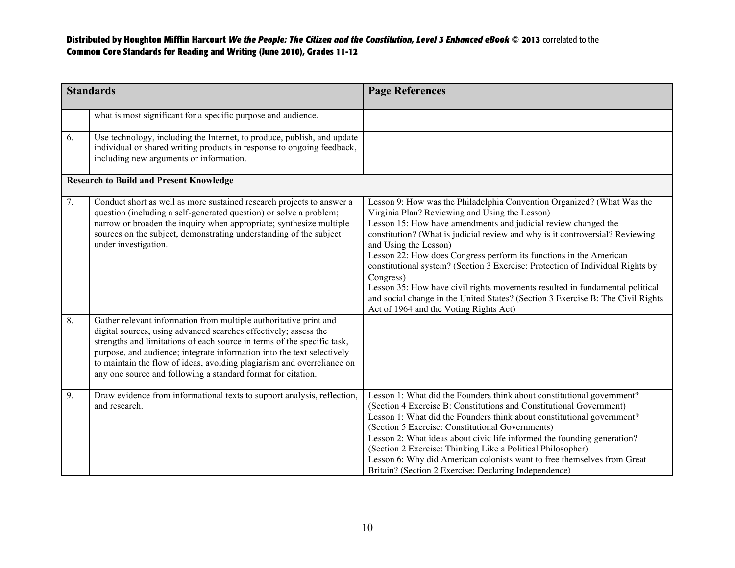| Standards | | Page References |
|---|---|---|
| | what is most significant for a specific purpose and audience. | |
| 6. | Use technology, including the Internet, to produce, publish, and update individual or shared writing products in response to ongoing feedback, including new arguments or information. | |
| **Research to Build and Present Knowledge** | | |
| 7. | Conduct short as well as more sustained research projects to answer a question (including a self-generated question) or solve a problem; narrow or broaden the inquiry when appropriate; synthesize multiple sources on the subject, demonstrating understanding of the subject under investigation. | Lesson 9: How was the Philadelphia Convention Organized? (What Was the Virginia Plan? Reviewing and Using the Lesson)<br>Lesson 15: How have amendments and judicial review changed the constitution? (What is judicial review and why is it controversial? Reviewing and Using the Lesson)<br>Lesson 22: How does Congress perform its functions in the American constitutional system? (Section 3 Exercise: Protection of Individual Rights by Congress)<br>Lesson 35: How have civil rights movements resulted in fundamental political and social change in the United States? (Section 3 Exercise B: The Civil Rights Act of 1964 and the Voting Rights Act) |
| 8. | Gather relevant information from multiple authoritative print and digital sources, using advanced searches effectively; assess the strengths and limitations of each source in terms of the specific task, purpose, and audience; integrate information into the text selectively to maintain the flow of ideas, avoiding plagiarism and overreliance on any one source and following a standard format for citation. | |
| 9. | Draw evidence from informational texts to support analysis, reflection, and research. | Lesson 1: What did the Founders think about constitutional government? (Section 4 Exercise B: Constitutions and Constitutional Government)<br>Lesson 1: What did the Founders think about constitutional government? (Section 5 Exercise: Constitutional Governments)<br>Lesson 2: What ideas about civic life informed the founding generation? (Section 2 Exercise: Thinking Like a Political Philosopher)<br>Lesson 6: Why did American colonists want to free themselves from Great Britain? (Section 2 Exercise: Declaring Independence) |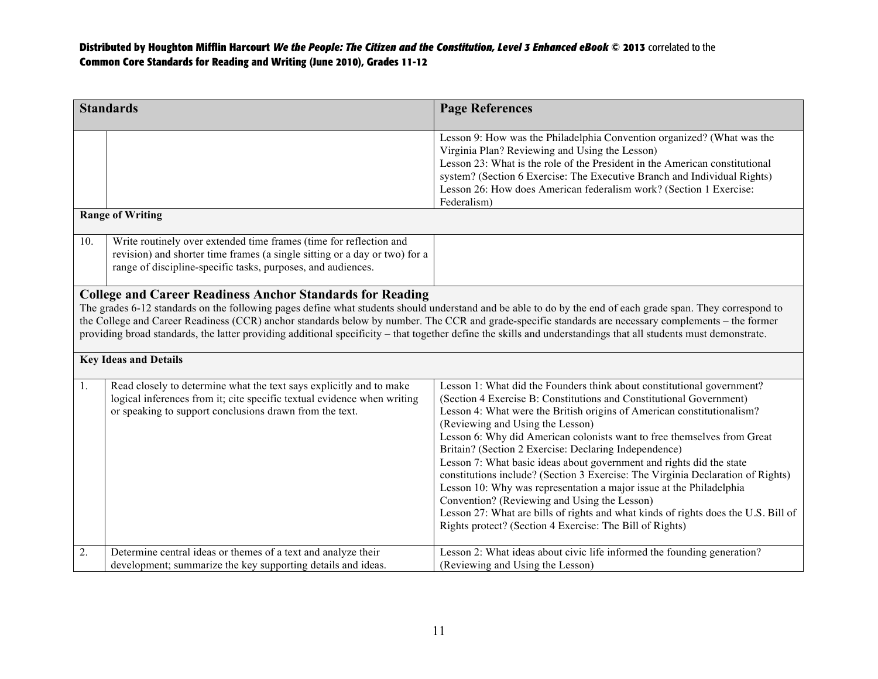**Distributed by Houghton Mifflin Harcourt *We the People: The Citizen and the Constitution, Level 3 Enhanced eBook* © 2013** correlated to the
**Common Core Standards for Reading and Writing (June 2010), Grades 11-12**

| Standards | | Page References |
|---|---|---|
| | | Lesson 9: How was the Philadelphia Convention organized? (What was the Virginia Plan? Reviewing and Using the Lesson)<br>Lesson 23: What is the role of the President in the American constitutional system? (Section 6 Exercise: The Executive Branch and Individual Rights)<br>Lesson 26: How does American federalism work? (Section 1 Exercise: Federalism) |
| **Range of Writing** | | |
| 10. | Write routinely over extended time frames (time for reflection and revision) and shorter time frames (a single sitting or a day or two) for a range of discipline-specific tasks, purposes, and audiences. | |

## College and Career Readiness Anchor Standards for Reading

The grades 6-12 standards on the following pages define what students should understand and be able to do by the end of each grade span. They correspond to the College and Career Readiness (CCR) anchor standards below by number. The CCR and grade-specific standards are necessary complements – the former providing broad standards, the latter providing additional specificity – that together define the skills and understandings that all students must demonstrate.

| Standards | | Page References |
|---|---|---|
| **Key Ideas and Details** | | |
| 1. | Read closely to determine what the text says explicitly and to make logical inferences from it; cite specific textual evidence when writing or speaking to support conclusions drawn from the text. | Lesson 1: What did the Founders think about constitutional government? (Section 4 Exercise B: Constitutions and Constitutional Government)<br>Lesson 4: What were the British origins of American constitutionalism? (Reviewing and Using the Lesson)<br>Lesson 6: Why did American colonists want to free themselves from Great Britain? (Section 2 Exercise: Declaring Independence)<br>Lesson 7: What basic ideas about government and rights did the state constitutions include? (Section 3 Exercise: The Virginia Declaration of Rights)<br>Lesson 10: Why was representation a major issue at the Philadelphia Convention? (Reviewing and Using the Lesson)<br>Lesson 27: What are bills of rights and what kinds of rights does the U.S. Bill of Rights protect? (Section 4 Exercise: The Bill of Rights) |
| 2. | Determine central ideas or themes of a text and analyze their development; summarize the key supporting details and ideas. | Lesson 2: What ideas about civic life informed the founding generation? (Reviewing and Using the Lesson) |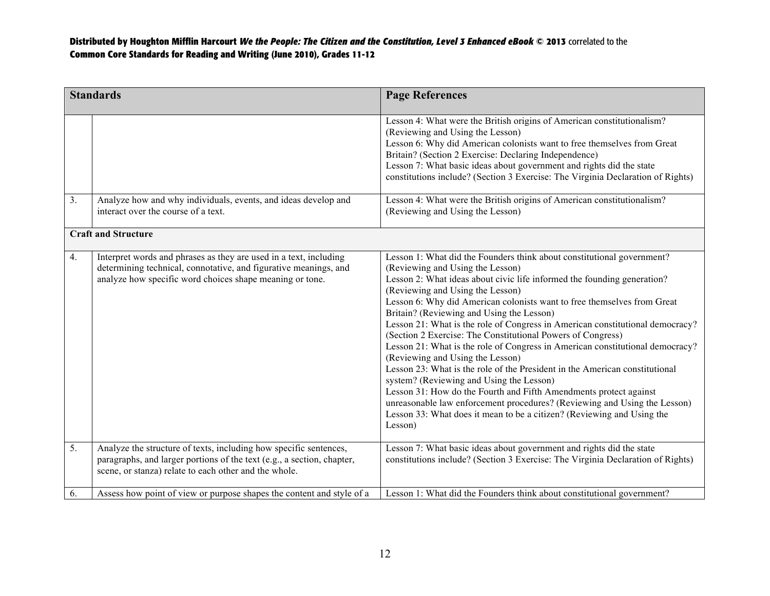| Standards | | Page References |
|---|---|---|
| | | Lesson 4: What were the British origins of American constitutionalism? (Reviewing and Using the Lesson)<br>Lesson 6: Why did American colonists want to free themselves from Great Britain? (Section 2 Exercise: Declaring Independence)<br>Lesson 7: What basic ideas about government and rights did the state constitutions include? (Section 3 Exercise: The Virginia Declaration of Rights) |
| 3. | Analyze how and why individuals, events, and ideas develop and interact over the course of a text. | Lesson 4: What were the British origins of American constitutionalism? (Reviewing and Using the Lesson) |
| **Craft and Structure** | | |
| 4. | Interpret words and phrases as they are used in a text, including determining technical, connotative, and figurative meanings, and analyze how specific word choices shape meaning or tone. | Lesson 1: What did the Founders think about constitutional government? (Reviewing and Using the Lesson)<br>Lesson 2: What ideas about civic life informed the founding generation? (Reviewing and Using the Lesson)<br>Lesson 6: Why did American colonists want to free themselves from Great Britain? (Reviewing and Using the Lesson)<br>Lesson 21: What is the role of Congress in American constitutional democracy? (Section 2 Exercise: The Constitutional Powers of Congress)<br>Lesson 21: What is the role of Congress in American constitutional democracy? (Reviewing and Using the Lesson)<br>Lesson 23: What is the role of the President in the American constitutional system? (Reviewing and Using the Lesson)<br>Lesson 31: How do the Fourth and Fifth Amendments protect against unreasonable law enforcement procedures? (Reviewing and Using the Lesson)<br>Lesson 33: What does it mean to be a citizen? (Reviewing and Using the Lesson) |
| 5. | Analyze the structure of texts, including how specific sentences, paragraphs, and larger portions of the text (e.g., a section, chapter, scene, or stanza) relate to each other and the whole. | Lesson 7: What basic ideas about government and rights did the state constitutions include? (Section 3 Exercise: The Virginia Declaration of Rights) |
| 6. | Assess how point of view or purpose shapes the content and style of a | Lesson 1: What did the Founders think about constitutional government? |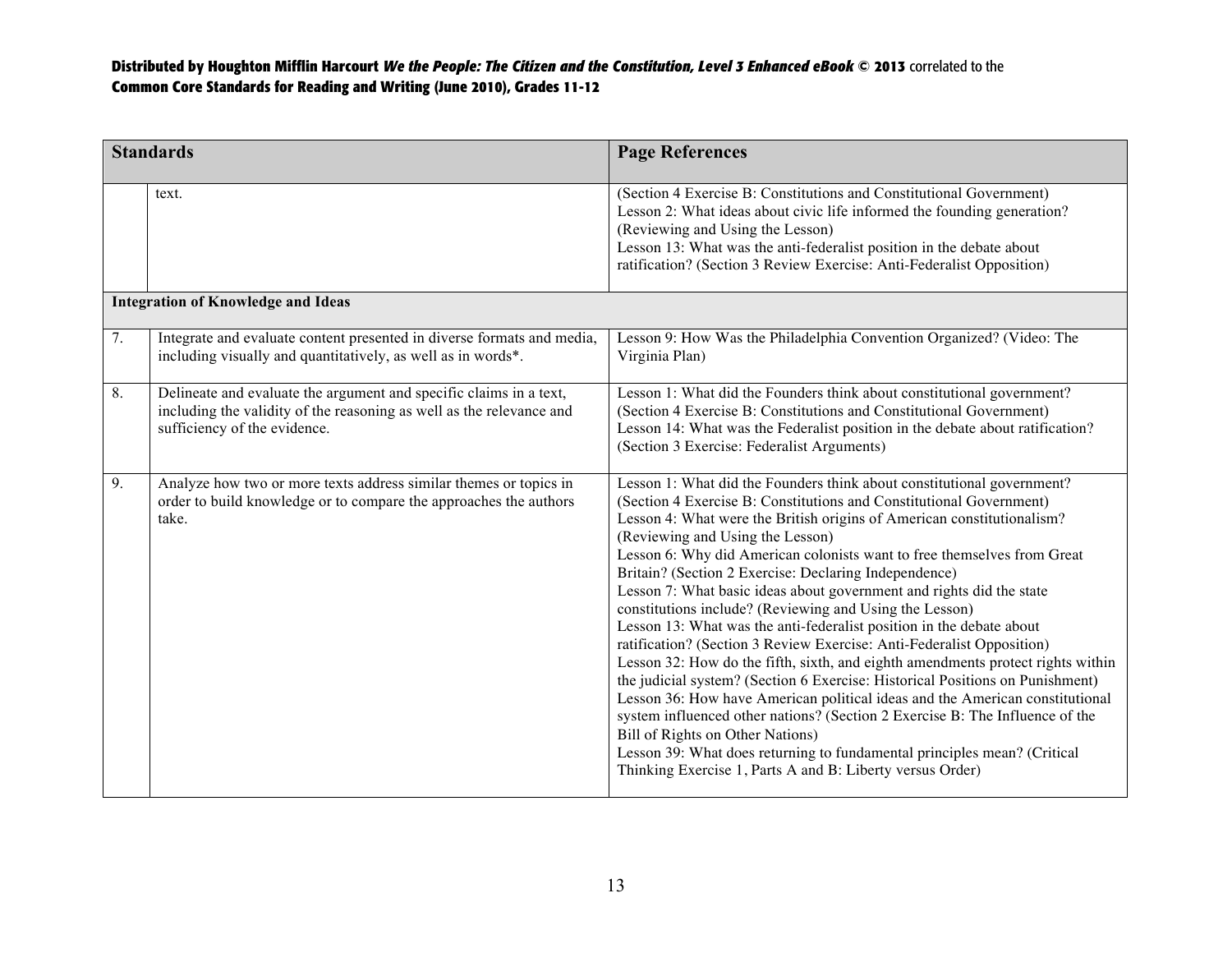| Standards | | Page References |
|---|---|---|
| | text. | (Section 4 Exercise B: Constitutions and Constitutional Government)<br>Lesson 2: What ideas about civic life informed the founding generation? (Reviewing and Using the Lesson)<br>Lesson 13: What was the anti-federalist position in the debate about ratification? (Section 3 Review Exercise: Anti-Federalist Opposition) |
| **Integration of Knowledge and Ideas** | | |
| 7. | Integrate and evaluate content presented in diverse formats and media, including visually and quantitatively, as well as in words*. | Lesson 9: How Was the Philadelphia Convention Organized? (Video: The Virginia Plan) |
| 8. | Delineate and evaluate the argument and specific claims in a text, including the validity of the reasoning as well as the relevance and sufficiency of the evidence. | Lesson 1: What did the Founders think about constitutional government? (Section 4 Exercise B: Constitutions and Constitutional Government)<br>Lesson 14: What was the Federalist position in the debate about ratification? (Section 3 Exercise: Federalist Arguments) |
| 9. | Analyze how two or more texts address similar themes or topics in order to build knowledge or to compare the approaches the authors take. | Lesson 1: What did the Founders think about constitutional government? (Section 4 Exercise B: Constitutions and Constitutional Government)<br>Lesson 4: What were the British origins of American constitutionalism? (Reviewing and Using the Lesson)<br>Lesson 6: Why did American colonists want to free themselves from Great Britain? (Section 2 Exercise: Declaring Independence)<br>Lesson 7: What basic ideas about government and rights did the state constitutions include? (Reviewing and Using the Lesson)<br>Lesson 13: What was the anti-federalist position in the debate about ratification? (Section 3 Review Exercise: Anti-Federalist Opposition)<br>Lesson 32: How do the fifth, sixth, and eighth amendments protect rights within the judicial system? (Section 6 Exercise: Historical Positions on Punishment)<br>Lesson 36: How have American political ideas and the American constitutional system influenced other nations? (Section 2 Exercise B: The Influence of the Bill of Rights on Other Nations)<br>Lesson 39: What does returning to fundamental principles mean? (Critical Thinking Exercise 1, Parts A and B: Liberty versus Order) |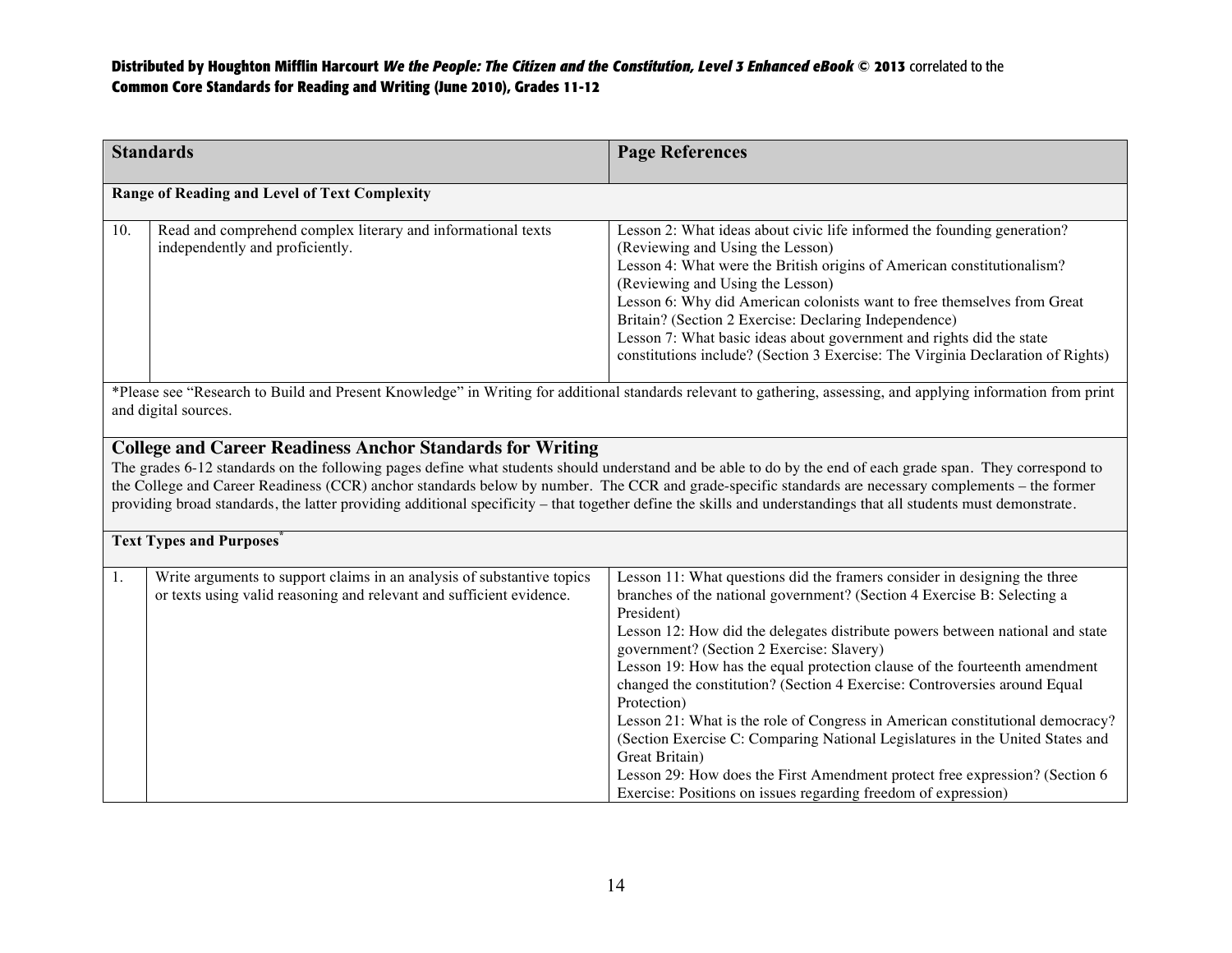| Standards | | Page References |
|---|---|---|
| **Range of Reading and Level of Text Complexity** | | |
| 10. | Read and comprehend complex literary and informational texts independently and proficiently. | Lesson 2: What ideas about civic life informed the founding generation? (Reviewing and Using the Lesson)<br>Lesson 4: What were the British origins of American constitutionalism? (Reviewing and Using the Lesson)<br>Lesson 6: Why did American colonists want to free themselves from Great Britain? (Section 2 Exercise: Declaring Independence)<br>Lesson 7: What basic ideas about government and rights did the state constitutions include? (Section 3 Exercise: The Virginia Declaration of Rights) |
| *Please see "Research to Build and Present Knowledge" in Writing for additional standards relevant to gathering, assessing, and applying information from print and digital sources. | | |
| **College and Career Readiness Anchor Standards for Writing**<br>The grades 6-12 standards on the following pages define what students should understand and be able to do by the end of each grade span. They correspond to the College and Career Readiness (CCR) anchor standards below by number. The CCR and grade-specific standards are necessary complements – the former providing broad standards, the latter providing additional specificity – that together define the skills and understandings that all students must demonstrate. | | |
| **Text Types and Purposes*** | | |
| 1. | Write arguments to support claims in an analysis of substantive topics or texts using valid reasoning and relevant and sufficient evidence. | Lesson 11: What questions did the framers consider in designing the three branches of the national government? (Section 4 Exercise B: Selecting a President)<br>Lesson 12: How did the delegates distribute powers between national and state government? (Section 2 Exercise: Slavery)<br>Lesson 19: How has the equal protection clause of the fourteenth amendment changed the constitution? (Section 4 Exercise: Controversies around Equal Protection)<br>Lesson 21: What is the role of Congress in American constitutional democracy? (Section Exercise C: Comparing National Legislatures in the United States and Great Britain)<br>Lesson 29: How does the First Amendment protect free expression? (Section 6 Exercise: Positions on issues regarding freedom of expression) |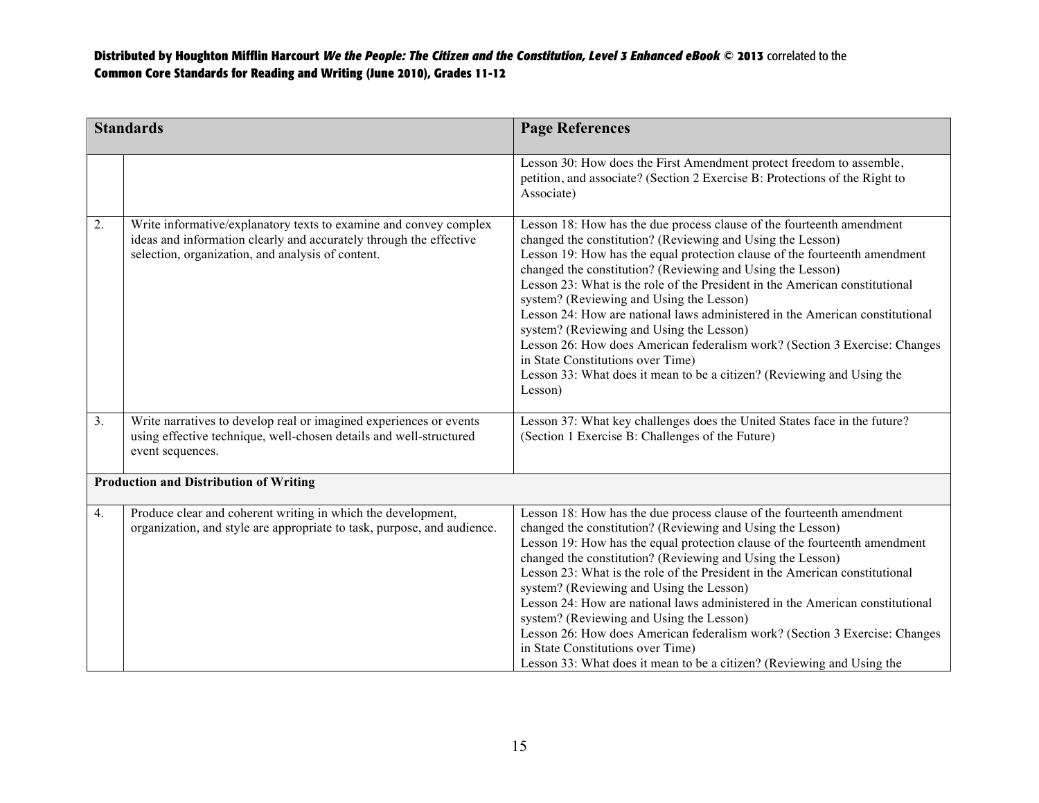| Standards | | Page References |
|---|---|---|
| | | Lesson 30: How does the First Amendment protect freedom to assemble, petition, and associate? (Section 2 Exercise B: Protections of the Right to Associate) |
| 2. | Write informative/explanatory texts to examine and convey complex ideas and information clearly and accurately through the effective selection, organization, and analysis of content. | Lesson 18: How has the due process clause of the fourteenth amendment changed the constitution? (Reviewing and Using the Lesson)<br>Lesson 19: How has the equal protection clause of the fourteenth amendment changed the constitution? (Reviewing and Using the Lesson)<br>Lesson 23: What is the role of the President in the American constitutional system? (Reviewing and Using the Lesson)<br>Lesson 24: How are national laws administered in the American constitutional system? (Reviewing and Using the Lesson)<br>Lesson 26: How does American federalism work? (Section 3 Exercise: Changes in State Constitutions over Time)<br>Lesson 33: What does it mean to be a citizen? (Reviewing and Using the Lesson) |
| 3. | Write narratives to develop real or imagined experiences or events using effective technique, well-chosen details and well-structured event sequences. | Lesson 37: What key challenges does the United States face in the future? (Section 1 Exercise B: Challenges of the Future) |
| **Production and Distribution of Writing** | | |
| 4. | Produce clear and coherent writing in which the development, organization, and style are appropriate to task, purpose, and audience. | Lesson 18: How has the due process clause of the fourteenth amendment changed the constitution? (Reviewing and Using the Lesson)<br>Lesson 19: How has the equal protection clause of the fourteenth amendment changed the constitution? (Reviewing and Using the Lesson)<br>Lesson 23: What is the role of the President in the American constitutional system? (Reviewing and Using the Lesson)<br>Lesson 24: How are national laws administered in the American constitutional system? (Reviewing and Using the Lesson)<br>Lesson 26: How does American federalism work? (Section 3 Exercise: Changes in State Constitutions over Time)<br>Lesson 33: What does it mean to be a citizen? (Reviewing and Using the |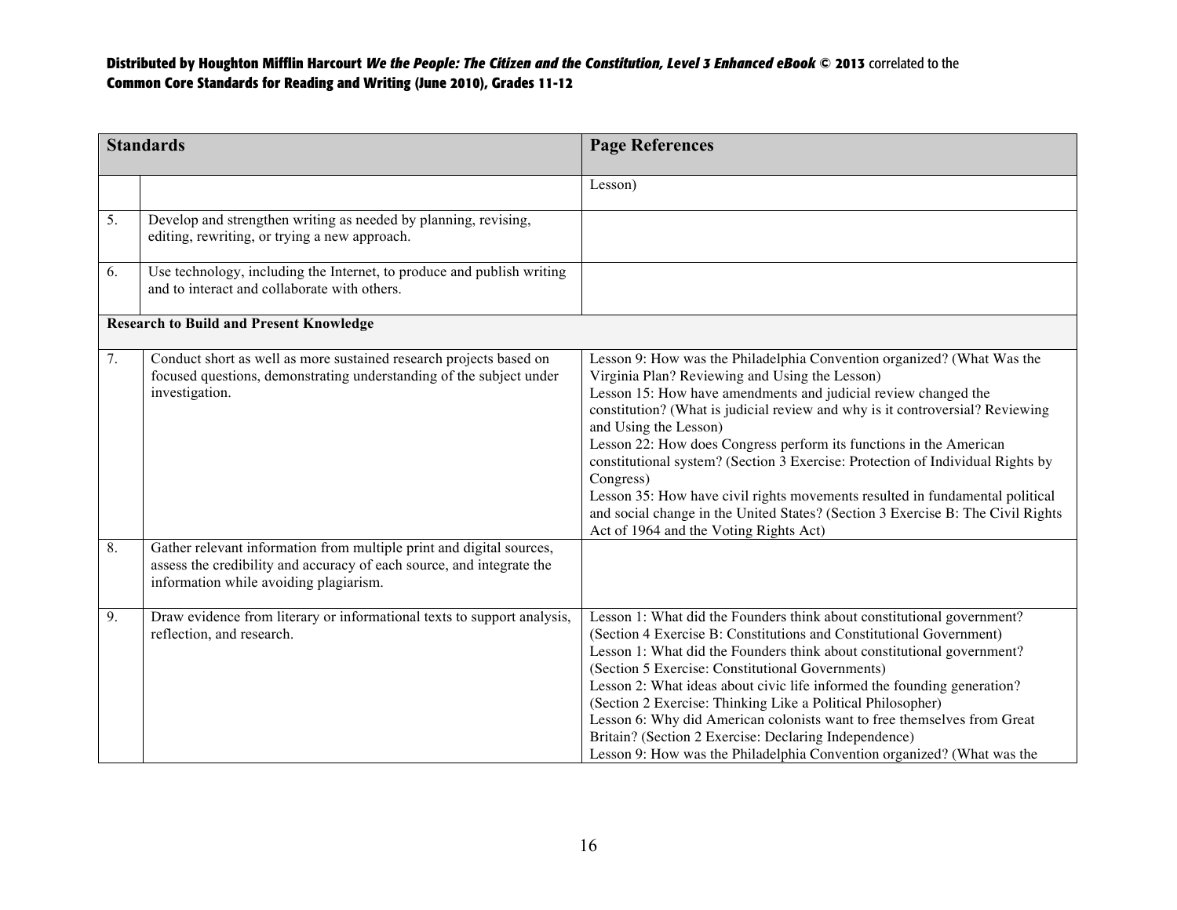| Standards | | Page References |
|---|---|---|
| | | Lesson) |
| 5. | Develop and strengthen writing as needed by planning, revising, editing, rewriting, or trying a new approach. | |
| 6. | Use technology, including the Internet, to produce and publish writing and to interact and collaborate with others. | |
| **Research to Build and Present Knowledge** | | |
| 7. | Conduct short as well as more sustained research projects based on focused questions, demonstrating understanding of the subject under investigation. | Lesson 9: How was the Philadelphia Convention organized? (What Was the Virginia Plan? Reviewing and Using the Lesson)<br>Lesson 15: How have amendments and judicial review changed the constitution? (What is judicial review and why is it controversial? Reviewing and Using the Lesson)<br>Lesson 22: How does Congress perform its functions in the American constitutional system? (Section 3 Exercise: Protection of Individual Rights by Congress)<br>Lesson 35: How have civil rights movements resulted in fundamental political and social change in the United States? (Section 3 Exercise B: The Civil Rights Act of 1964 and the Voting Rights Act) |
| 8. | Gather relevant information from multiple print and digital sources, assess the credibility and accuracy of each source, and integrate the information while avoiding plagiarism. | |
| 9. | Draw evidence from literary or informational texts to support analysis, reflection, and research. | Lesson 1: What did the Founders think about constitutional government? (Section 4 Exercise B: Constitutions and Constitutional Government)<br>Lesson 1: What did the Founders think about constitutional government? (Section 5 Exercise: Constitutional Governments)<br>Lesson 2: What ideas about civic life informed the founding generation? (Section 2 Exercise: Thinking Like a Political Philosopher)<br>Lesson 6: Why did American colonists want to free themselves from Great Britain? (Section 2 Exercise: Declaring Independence)<br>Lesson 9: How was the Philadelphia Convention organized? (What was the |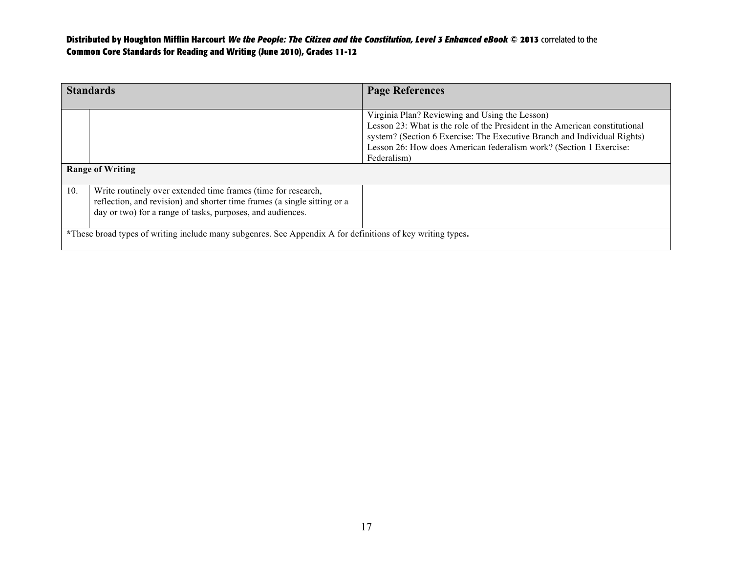| Standards | | Page References |
|---|---|---|
| | | Virginia Plan? Reviewing and Using the Lesson)<br>Lesson 23: What is the role of the President in the American constitutional system? (Section 6 Exercise: The Executive Branch and Individual Rights)<br>Lesson 26: How does American federalism work? (Section 1 Exercise: Federalism) |
| **Range of Writing** | | |
| 10. | Write routinely over extended time frames (time for research, reflection, and revision) and shorter time frames (a single sitting or a day or two) for a range of tasks, purposes, and audiences. | |
| *These broad types of writing include many subgenres. See Appendix A for definitions of key writing types**.** | | |